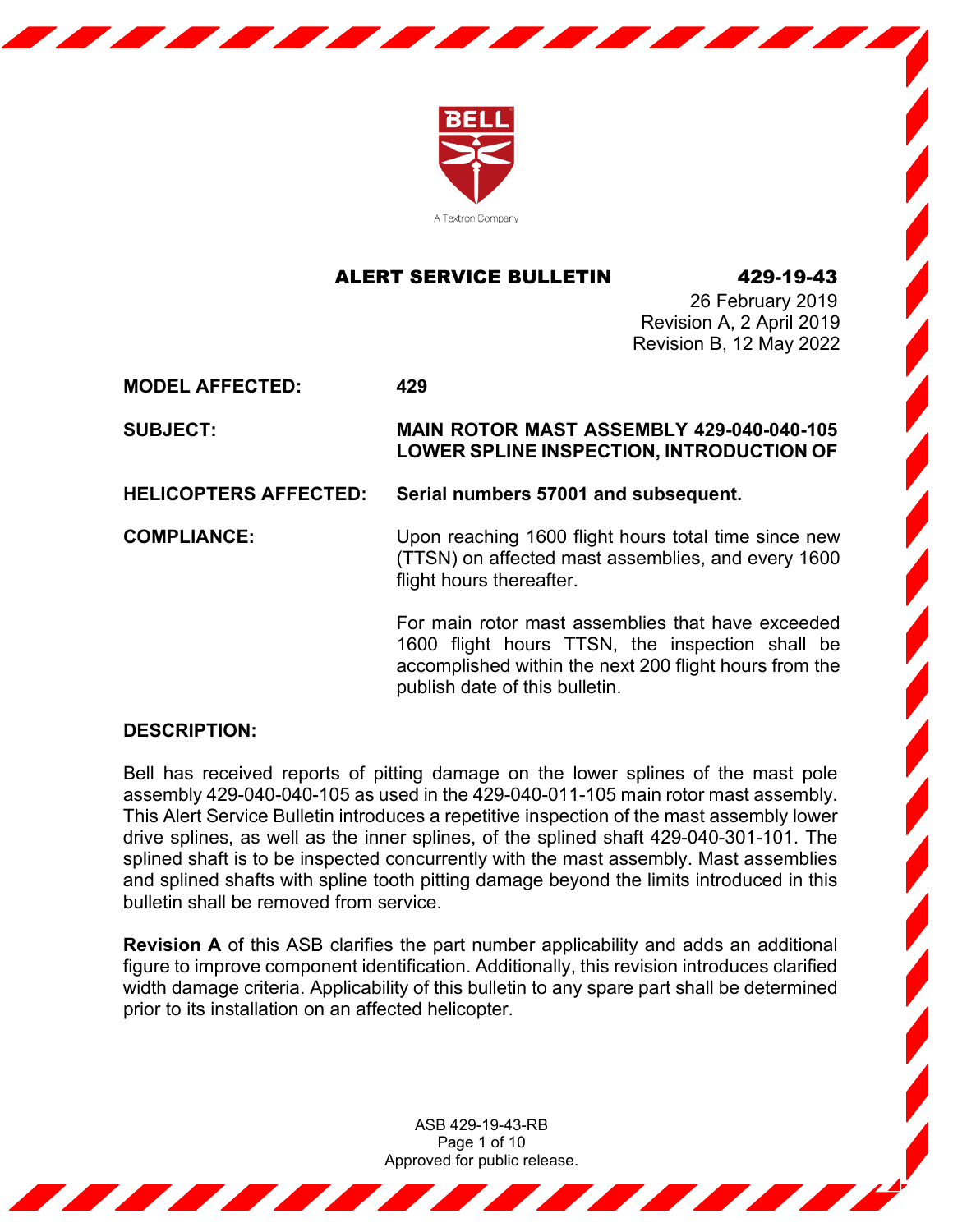BELL

A Textron Company

# ALERT SERVICE BULLETIN 429-19-43

26 February 2019
Revision A, 2 April 2019
Revision B, 12 May 2022

**MODEL AFFECTED:** **429**

**SUBJECT:** **MAIN ROTOR MAST ASSEMBLY 429-040-040-105 LOWER SPLINE INSPECTION, INTRODUCTION OF**

**HELICOPTERS AFFECTED:** **Serial numbers 57001 and subsequent.**

**COMPLIANCE:** Upon reaching 1600 flight hours total time since new (TTSN) on affected mast assemblies, and every 1600 flight hours thereafter.

For main rotor mast assemblies that have exceeded 1600 flight hours TTSN, the inspection shall be accomplished within the next 200 flight hours from the publish date of this bulletin.

**DESCRIPTION:**

Bell has received reports of pitting damage on the lower splines of the mast pole assembly 429-040-040-105 as used in the 429-040-011-105 main rotor mast assembly. This Alert Service Bulletin introduces a repetitive inspection of the mast assembly lower drive splines, as well as the inner splines, of the splined shaft 429-040-301-101. The splined shaft is to be inspected concurrently with the mast assembly. Mast assemblies and splined shafts with spline tooth pitting damage beyond the limits introduced in this bulletin shall be removed from service.

**Revision A** of this ASB clarifies the part number applicability and adds an additional figure to improve component identification. Additionally, this revision introduces clarified width damage criteria. Applicability of this bulletin to any spare part shall be determined prior to its installation on an affected helicopter.

ASB 429-19-43-RB

Approved for public release.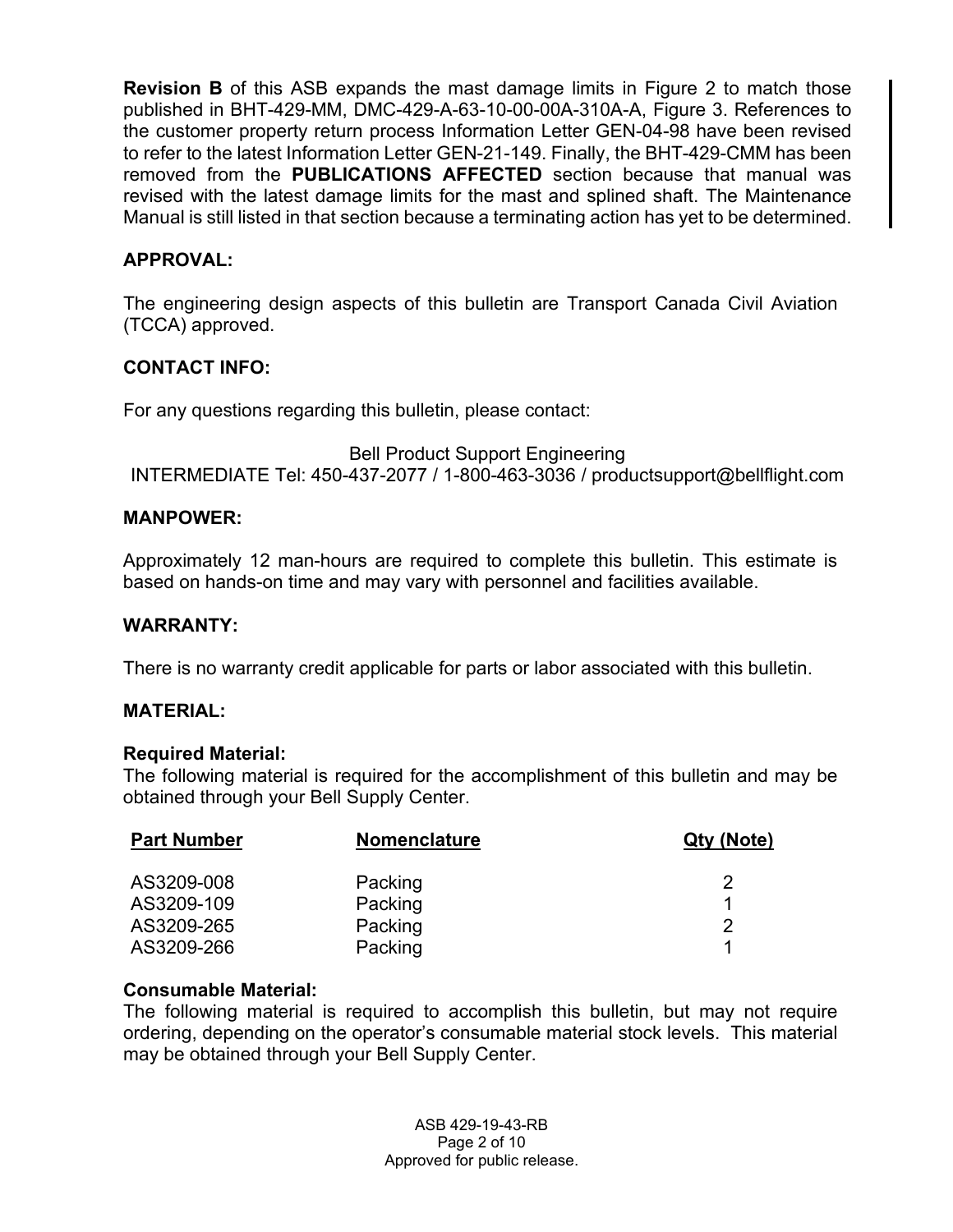**Revision B** of this ASB expands the mast damage limits in Figure 2 to match those published in BHT-429-MM, DMC-429-A-63-10-00-00A-310A-A, Figure 3. References to the customer property return process Information Letter GEN-04-98 have been revised to refer to the latest Information Letter GEN-21-149. Finally, the BHT-429-CMM has been removed from the **PUBLICATIONS AFFECTED** section because that manual was revised with the latest damage limits for the mast and splined shaft. The Maintenance Manual is still listed in that section because a terminating action has yet to be determined.

## APPROVAL:

The engineering design aspects of this bulletin are Transport Canada Civil Aviation (TCCA) approved.

## CONTACT INFO:

For any questions regarding this bulletin, please contact:

Bell Product Support Engineering
INTERMEDIATE Tel: 450-437-2077 / 1-800-463-3036 / productsupport@bellflight.com

## MANPOWER:

Approximately 12 man-hours are required to complete this bulletin. This estimate is based on hands-on time and may vary with personnel and facilities available.

## WARRANTY:

There is no warranty credit applicable for parts or labor associated with this bulletin.

## MATERIAL:

### Required Material:

The following material is required for the accomplishment of this bulletin and may be obtained through your Bell Supply Center.

| Part Number | Nomenclature | Qty (Note) |
|---|---|---|
| AS3209-008 | Packing | 2 |
| AS3209-109 | Packing | 1 |
| AS3209-265 | Packing | 2 |
| AS3209-266 | Packing | 1 |

### Consumable Material:

The following material is required to accomplish this bulletin, but may not require ordering, depending on the operator's consumable material stock levels. This material may be obtained through your Bell Supply Center.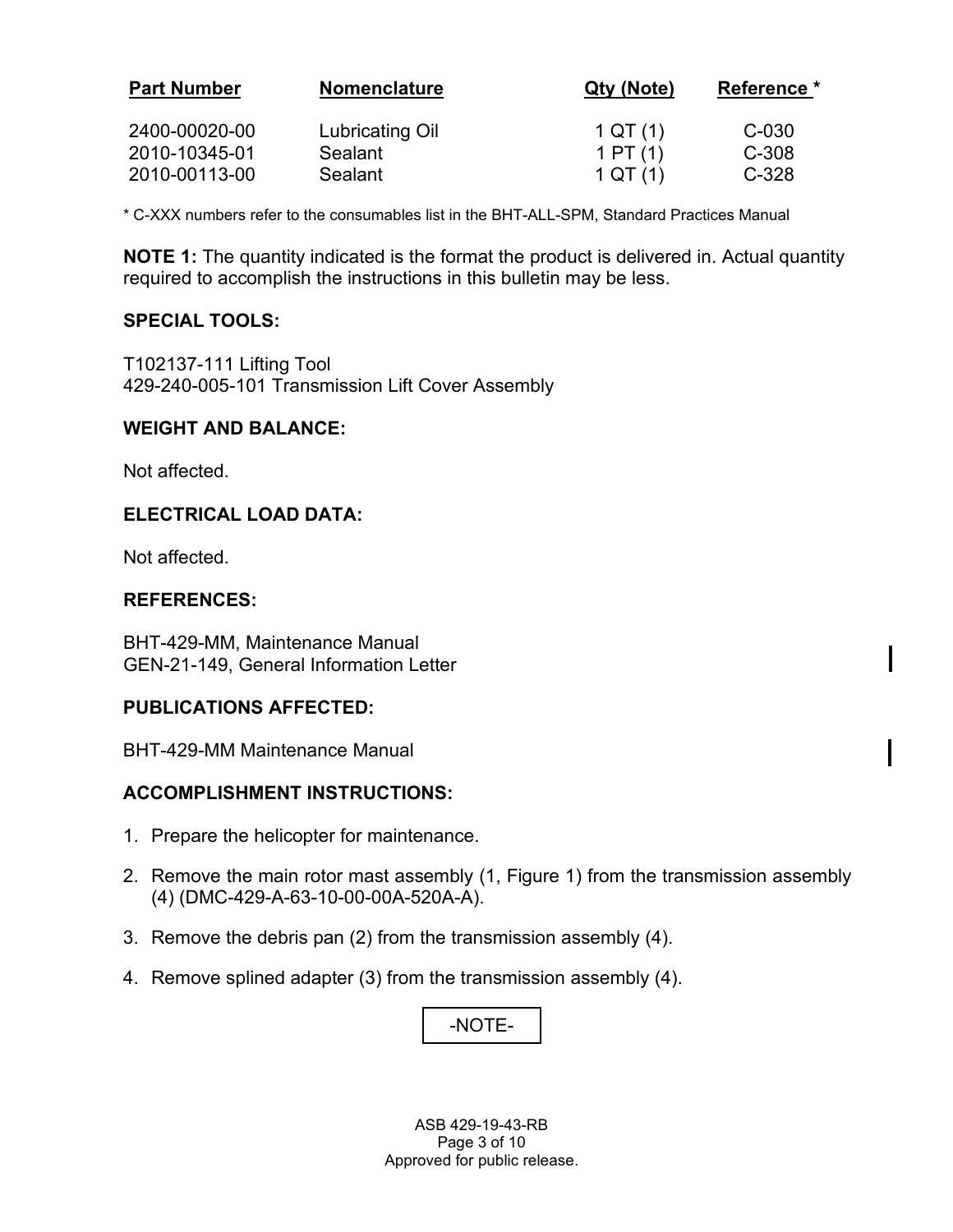| Part Number | Nomenclature | Qty (Note) | Reference * |
|---|---|---|---|
| 2400-00020-00 | Lubricating Oil | 1 QT (1) | C-030 |
| 2010-10345-01 | Sealant | 1 PT (1) | C-308 |
| 2010-00113-00 | Sealant | 1 QT (1) | C-328 |

* C-XXX numbers refer to the consumables list in the BHT-ALL-SPM, Standard Practices Manual

**NOTE 1:** The quantity indicated is the format the product is delivered in. Actual quantity required to accomplish the instructions in this bulletin may be less.

### SPECIAL TOOLS:

T102137-111 Lifting Tool
429-240-005-101 Transmission Lift Cover Assembly

### WEIGHT AND BALANCE:

Not affected.

### ELECTRICAL LOAD DATA:

Not affected.

### REFERENCES:

BHT-429-MM, Maintenance Manual
GEN-21-149, General Information Letter

### PUBLICATIONS AFFECTED:

BHT-429-MM Maintenance Manual

### ACCOMPLISHMENT INSTRUCTIONS:

1. Prepare the helicopter for maintenance.
2. Remove the main rotor mast assembly (1, Figure 1) from the transmission assembly (4) (DMC-429-A-63-10-00-00A-520A-A).
3. Remove the debris pan (2) from the transmission assembly (4).
4. Remove splined adapter (3) from the transmission assembly (4).

-NOTE-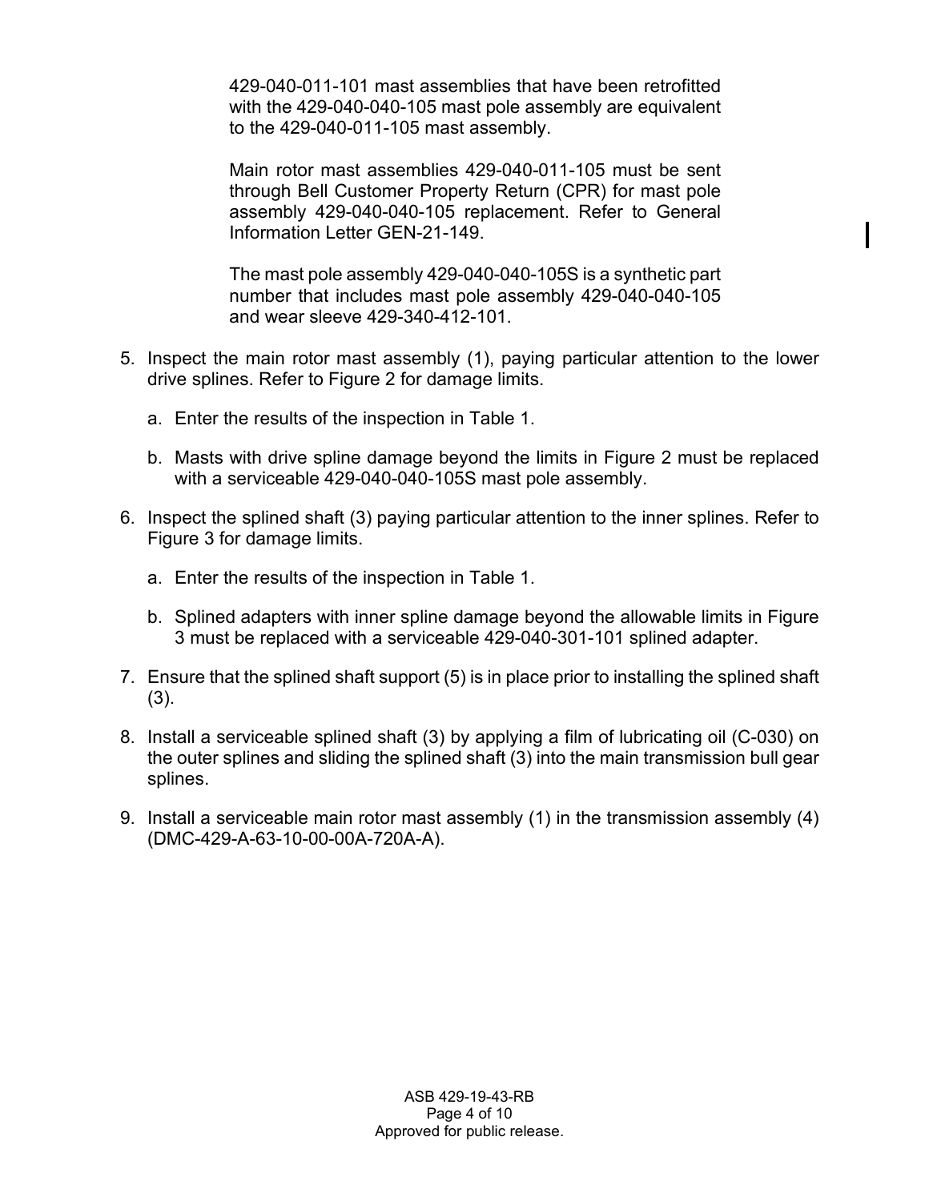429-040-011-101 mast assemblies that have been retrofitted with the 429-040-040-105 mast pole assembly are equivalent to the 429-040-011-105 mast assembly.

Main rotor mast assemblies 429-040-011-105 must be sent through Bell Customer Property Return (CPR) for mast pole assembly 429-040-040-105 replacement. Refer to General Information Letter GEN-21-149.

The mast pole assembly 429-040-040-105S is a synthetic part number that includes mast pole assembly 429-040-040-105 and wear sleeve 429-340-412-101.

5. Inspect the main rotor mast assembly (1), paying particular attention to the lower drive splines. Refer to Figure 2 for damage limits.

   a. Enter the results of the inspection in Table 1.

   b. Masts with drive spline damage beyond the limits in Figure 2 must be replaced with a serviceable 429-040-040-105S mast pole assembly.

6. Inspect the splined shaft (3) paying particular attention to the inner splines. Refer to Figure 3 for damage limits.

   a. Enter the results of the inspection in Table 1.

   b. Splined adapters with inner spline damage beyond the allowable limits in Figure 3 must be replaced with a serviceable 429-040-301-101 splined adapter.

7. Ensure that the splined shaft support (5) is in place prior to installing the splined shaft (3).

8. Install a serviceable splined shaft (3) by applying a film of lubricating oil (C-030) on the outer splines and sliding the splined shaft (3) into the main transmission bull gear splines.

9. Install a serviceable main rotor mast assembly (1) in the transmission assembly (4) (DMC-429-A-63-10-00-00A-720A-A).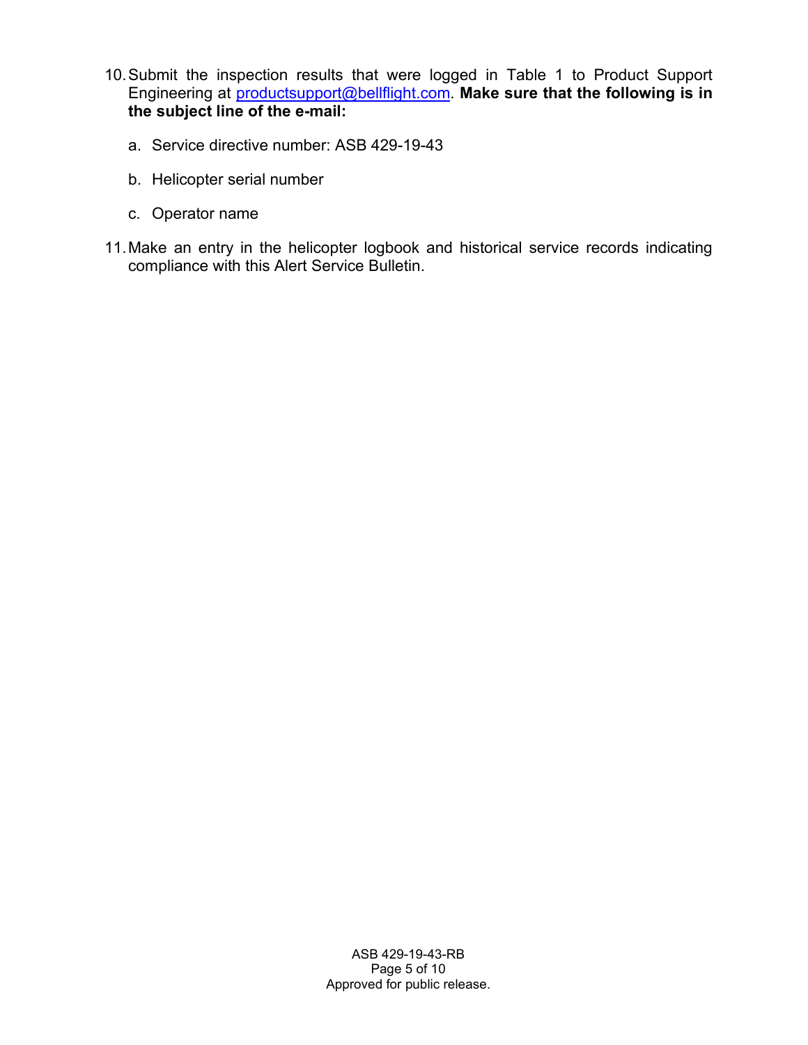10. Submit the inspection results that were logged in Table 1 to Product Support Engineering at productsupport@bellflight.com. **Make sure that the following is in the subject line of the e-mail:**

    a. Service directive number: ASB 429-19-43

    b. Helicopter serial number

    c. Operator name

11. Make an entry in the helicopter logbook and historical service records indicating compliance with this Alert Service Bulletin.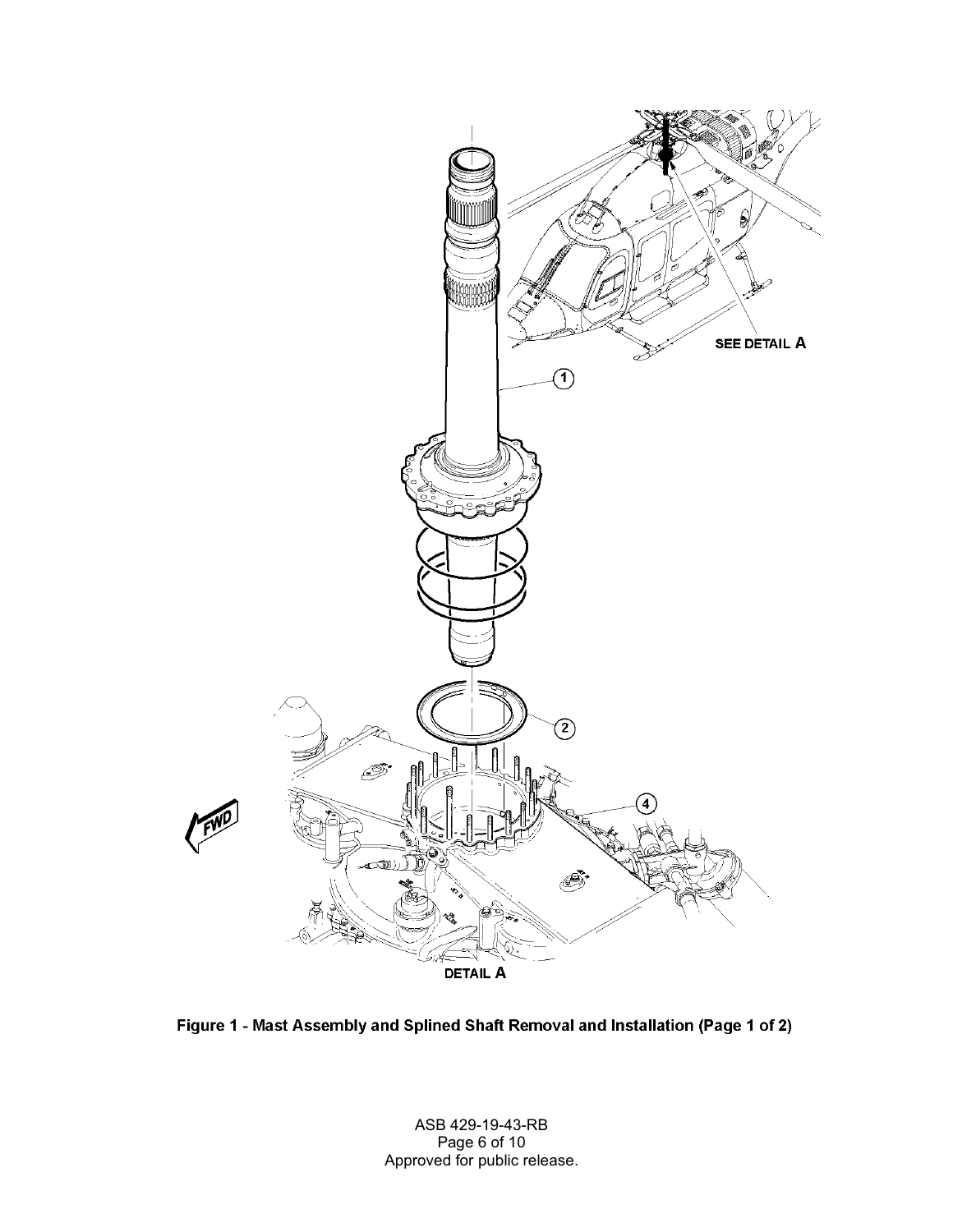SEE DETAIL A

1

2

4

FWD

DETAIL A

**Figure 1 - Mast Assembly and Splined Shaft Removal and Installation (Page 1 of 2)**

Approved for public release.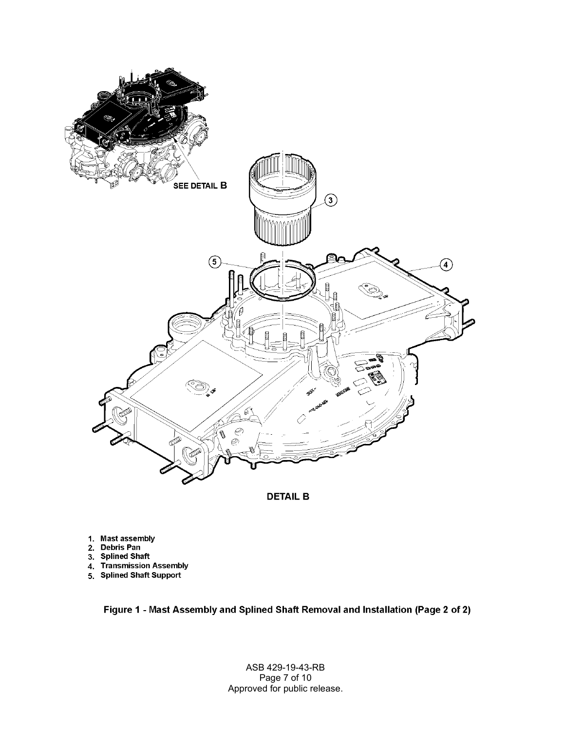SEE DETAIL B

DETAIL B

1. Mast assembly
2. Debris Pan
3. Splined Shaft
4. Transmission Assembly
5. Splined Shaft Support

**Figure 1 - Mast Assembly and Splined Shaft Removal and Installation (Page 2 of 2)**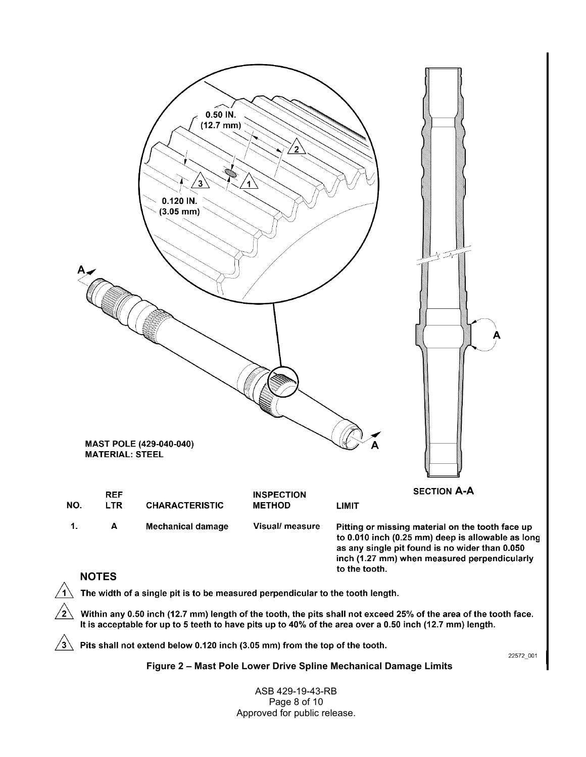0.50 IN.
(12.7 mm)

2

1

3

0.120 IN.
(3.05 mm)

A

A

A

MAST POLE (429-040-040)
MATERIAL: STEEL

SECTION A-A

| NO. | REF LTR | CHARACTERISTIC | INSPECTION METHOD | LIMIT |
|---|---|---|---|---|
| 1. | A | Mechanical damage | Visual/ measure | Pitting or missing material on the tooth face up to 0.010 inch (0.25 mm) deep is allowable as long as any single pit found is no wider than 0.050 inch (1.27 mm) when measured perpendicularly to the tooth. |

**NOTES**

1. The width of a single pit is to be measured perpendicular to the tooth length.
2. Within any 0.50 inch (12.7 mm) length of the tooth, the pits shall not exceed 25% of the area of the tooth face. It is acceptable for up to 5 teeth to have pits up to 40% of the area over a 0.50 inch (12.7 mm) length.
3. Pits shall not extend below 0.120 inch (3.05 mm) from the top of the tooth.

22572_001

**Figure 2 – Mast Pole Lower Drive Spline Mechanical Damage Limits**

ASB 429-19-43-RB

Approved for public release.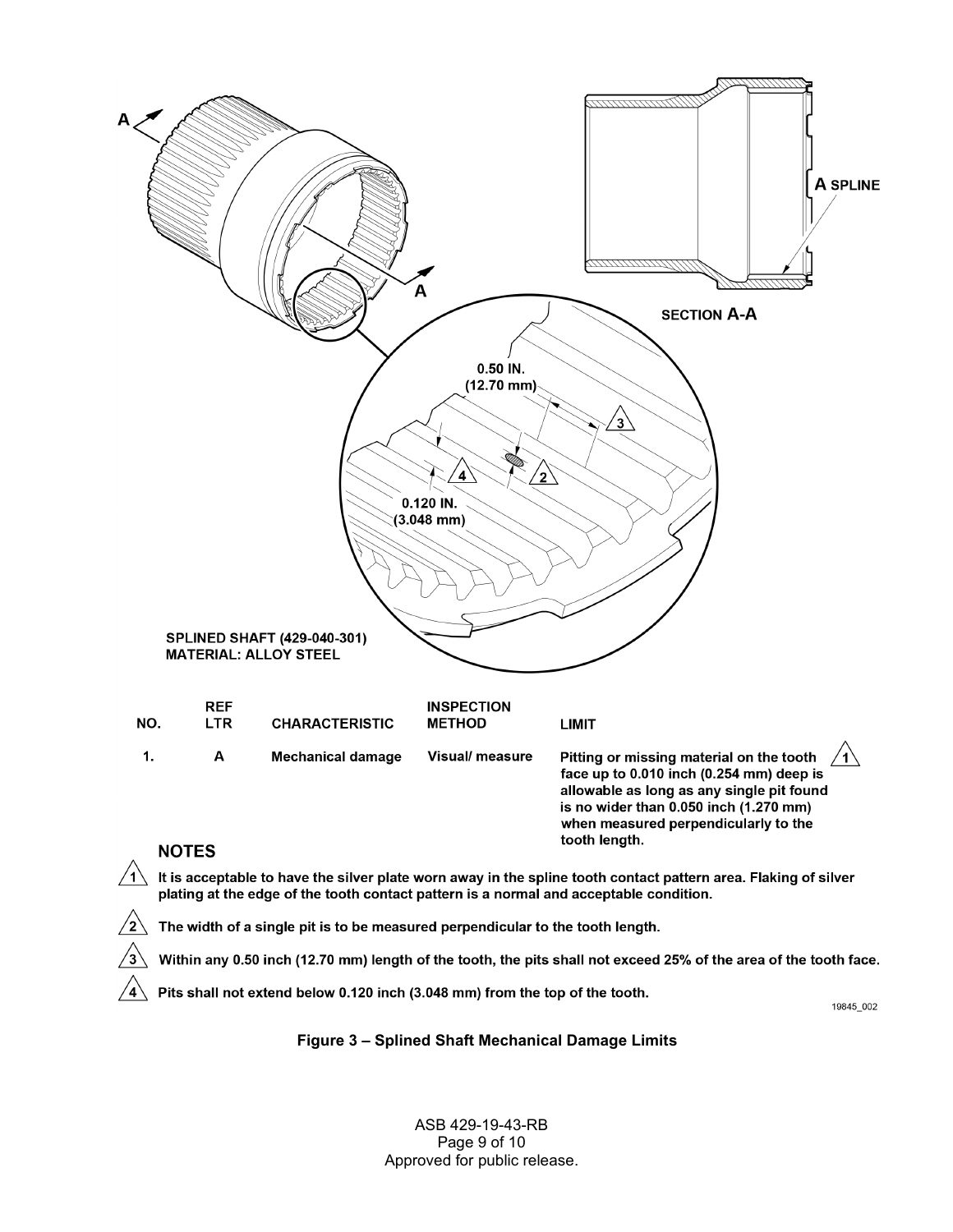A

A

A SPLINE

SECTION A-A

0.50 IN.
(12.70 mm)

3

4

2

0.120 IN.
(3.048 mm)

SPLINED SHAFT (429-040-301)
MATERIAL: ALLOY STEEL

| NO. | REF LTR | CHARACTERISTIC | INSPECTION METHOD | LIMIT |
|---|---|---|---|---|
| 1. | A | Mechanical damage | Visual/ measure | Pitting or missing material on the tooth face up to 0.010 inch (0.254 mm) deep is allowable as long as any single pit found is no wider than 0.050 inch (1.270 mm) when measured perpendicularly to the tooth length. 1 |

**NOTES**

1. It is acceptable to have the silver plate worn away in the spline tooth contact pattern area. Flaking of silver plating at the edge of the tooth contact pattern is a normal and acceptable condition.
2. The width of a single pit is to be measured perpendicular to the tooth length.
3. Within any 0.50 inch (12.70 mm) length of the tooth, the pits shall not exceed 25% of the area of the tooth face.
4. Pits shall not extend below 0.120 inch (3.048 mm) from the top of the tooth.

19845_002

**Figure 3 – Splined Shaft Mechanical Damage Limits**

ASB 429-19-43-RB

Approved for public release.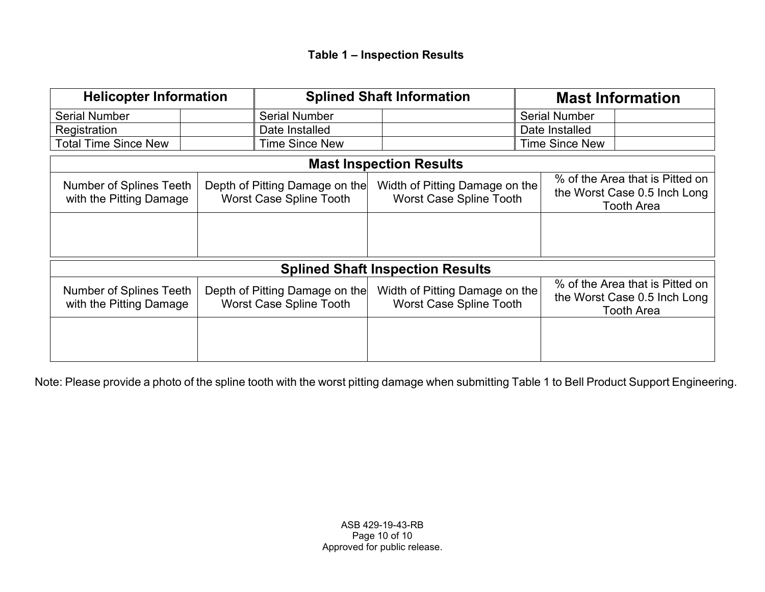**Table 1 – Inspection Results**

| Helicopter Information | | Splined Shaft Information | | Mast Information | |
|---|---|---|---|---|---|
| Serial Number | | Serial Number | | Serial Number | |
| Registration | | Date Installed | | Date Installed | |
| Total Time Since New | | Time Since New | | Time Since New | |

| Mast Inspection Results | | | |
|---|---|---|---|
| Number of Splines Teeth with the Pitting Damage | Depth of Pitting Damage on the Worst Case Spline Tooth | Width of Pitting Damage on the Worst Case Spline Tooth | % of the Area that is Pitted on the Worst Case 0.5 Inch Long Tooth Area |
| | | | |

| Splined Shaft Inspection Results | | | |
|---|---|---|---|
| Number of Splines Teeth with the Pitting Damage | Depth of Pitting Damage on the Worst Case Spline Tooth | Width of Pitting Damage on the Worst Case Spline Tooth | % of the Area that is Pitted on the Worst Case 0.5 Inch Long Tooth Area |
| | | | |

Note: Please provide a photo of the spline tooth with the worst pitting damage when submitting Table 1 to Bell Product Support Engineering.